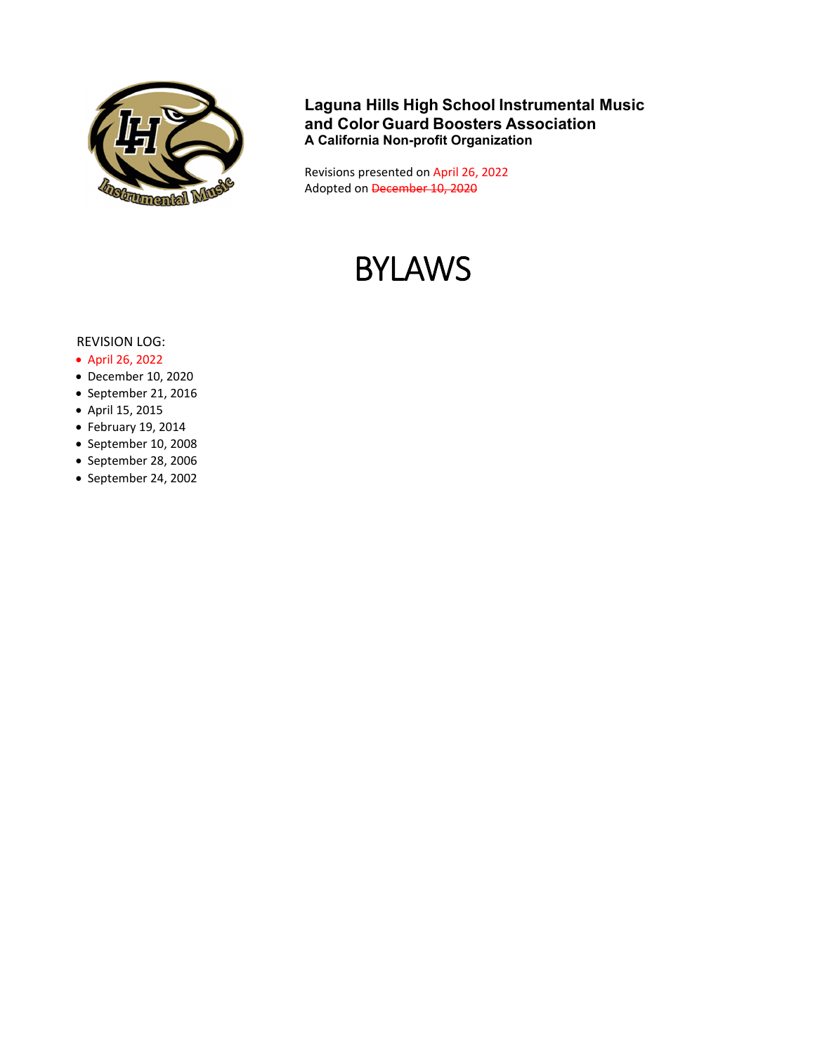**Laguna Hills High School Instrumental Music and Color Guard Boosters Association**
**A California Non-profit Organization**

Revisions presented on April 26, 2022
Adopted on ~~December 10, 2020~~

# BYLAWS

REVISION LOG:

- April 26, 2022
- December 10, 2020
- September 21, 2016
- April 15, 2015
- February 19, 2014
- September 10, 2008
- September 28, 2006
- September 24, 2002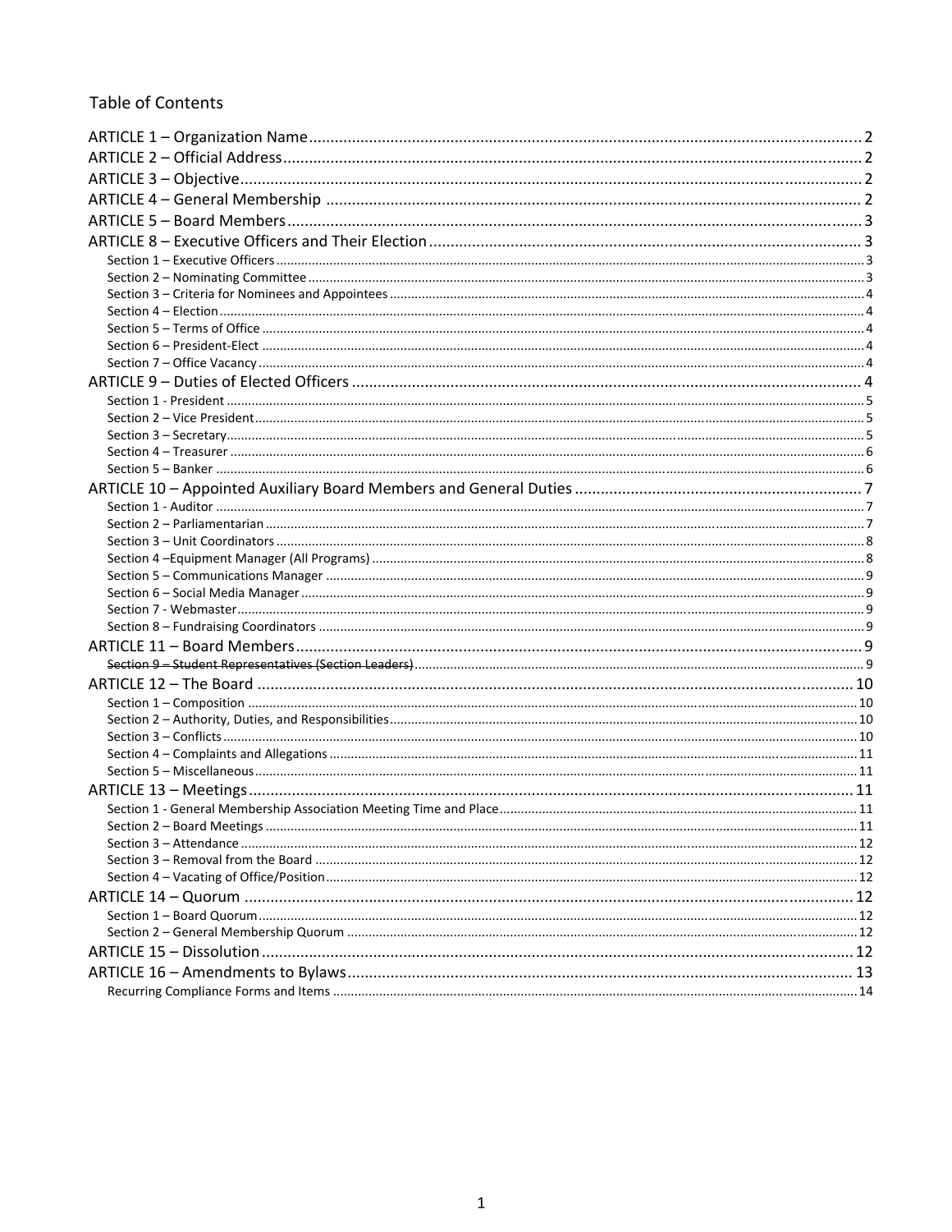# Table of Contents

ARTICLE 1 – Organization Name ........ 2
ARTICLE 2 – Official Address ........ 2
ARTICLE 3 – Objective ........ 2
ARTICLE 4 – General Membership ........ 2
ARTICLE 5 – Board Members ........ 3
ARTICLE 8 – Executive Officers and Their Election ........ 3
- Section 1 – Executive Officers ........ 3
- Section 2 – Nominating Committee ........ 3
- Section 3 – Criteria for Nominees and Appointees ........ 4
- Section 4 – Election ........ 4
- Section 5 – Terms of Office ........ 4
- Section 6 – President-Elect ........ 4
- Section 7 – Office Vacancy ........ 4

ARTICLE 9 – Duties of Elected Officers ........ 4
- Section 1 - President ........ 5
- Section 2 – Vice President ........ 5
- Section 3 – Secretary ........ 5
- Section 4 – Treasurer ........ 6
- Section 5 – Banker ........ 6

ARTICLE 10 – Appointed Auxiliary Board Members and General Duties ........ 7
- Section 1 - Auditor ........ 7
- Section 2 – Parliamentarian ........ 7
- Section 3 – Unit Coordinators ........ 8
- Section 4 –Equipment Manager (All Programs) ........ 8
- Section 5 – Communications Manager ........ 9
- Section 6 – Social Media Manager ........ 9
- Section 7 - Webmaster ........ 9
- Section 8 – Fundraising Coordinators ........ 9

ARTICLE 11 – Board Members ........ 9
- ~~Section 9 – Student Representatives (Section Leaders)~~ ........ 9

ARTICLE 12 – The Board ........ 10
- Section 1 – Composition ........ 10
- Section 2 – Authority, Duties, and Responsibilities ........ 10
- Section 3 – Conflicts ........ 10
- Section 4 – Complaints and Allegations ........ 11
- Section 5 – Miscellaneous ........ 11

ARTICLE 13 – Meetings ........ 11
- Section 1 - General Membership Association Meeting Time and Place ........ 11
- Section 2 – Board Meetings ........ 11
- Section 3 – Attendance ........ 12
- Section 3 – Removal from the Board ........ 12
- Section 4 – Vacating of Office/Position ........ 12

ARTICLE 14 – Quorum ........ 12
- Section 1 – Board Quorum ........ 12
- Section 2 – General Membership Quorum ........ 12

ARTICLE 15 – Dissolution ........ 12
ARTICLE 16 – Amendments to Bylaws ........ 13
- Recurring Compliance Forms and Items ........ 14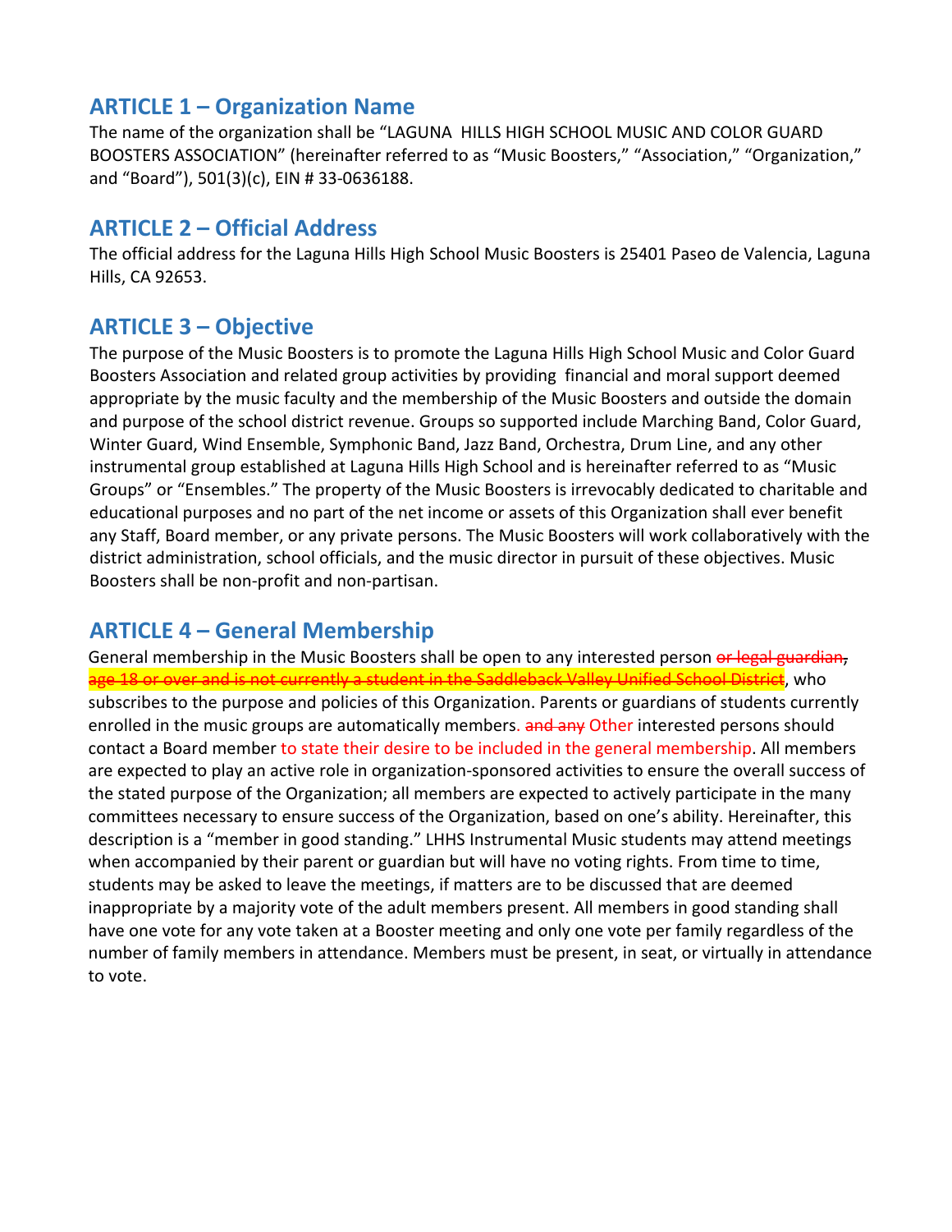## ARTICLE 1 – Organization Name

The name of the organization shall be "LAGUNA HILLS HIGH SCHOOL MUSIC AND COLOR GUARD BOOSTERS ASSOCIATION" (hereinafter referred to as "Music Boosters," "Association," "Organization," and "Board"), 501(3)(c), EIN # 33-0636188.

## ARTICLE 2 – Official Address

The official address for the Laguna Hills High School Music Boosters is 25401 Paseo de Valencia, Laguna Hills, CA 92653.

## ARTICLE 3 – Objective

The purpose of the Music Boosters is to promote the Laguna Hills High School Music and Color Guard Boosters Association and related group activities by providing financial and moral support deemed appropriate by the music faculty and the membership of the Music Boosters and outside the domain and purpose of the school district revenue. Groups so supported include Marching Band, Color Guard, Winter Guard, Wind Ensemble, Symphonic Band, Jazz Band, Orchestra, Drum Line, and any other instrumental group established at Laguna Hills High School and is hereinafter referred to as "Music Groups" or "Ensembles." The property of the Music Boosters is irrevocably dedicated to charitable and educational purposes and no part of the net income or assets of this Organization shall ever benefit any Staff, Board member, or any private persons. The Music Boosters will work collaboratively with the district administration, school officials, and the music director in pursuit of these objectives. Music Boosters shall be non-profit and non-partisan.

## ARTICLE 4 – General Membership

General membership in the Music Boosters shall be open to any interested person ~~or legal guardian, age 18 or over and is not currently a student in the Saddleback Valley Unified School District~~, who subscribes to the purpose and policies of this Organization. Parents or guardians of students currently enrolled in the music groups are automatically members. ~~and any~~ Other interested persons should contact a Board member to state their desire to be included in the general membership. All members are expected to play an active role in organization-sponsored activities to ensure the overall success of the stated purpose of the Organization; all members are expected to actively participate in the many committees necessary to ensure success of the Organization, based on one's ability. Hereinafter, this description is a "member in good standing." LHHS Instrumental Music students may attend meetings when accompanied by their parent or guardian but will have no voting rights. From time to time, students may be asked to leave the meetings, if matters are to be discussed that are deemed inappropriate by a majority vote of the adult members present. All members in good standing shall have one vote for any vote taken at a Booster meeting and only one vote per family regardless of the number of family members in attendance. Members must be present, in seat, or virtually in attendance to vote.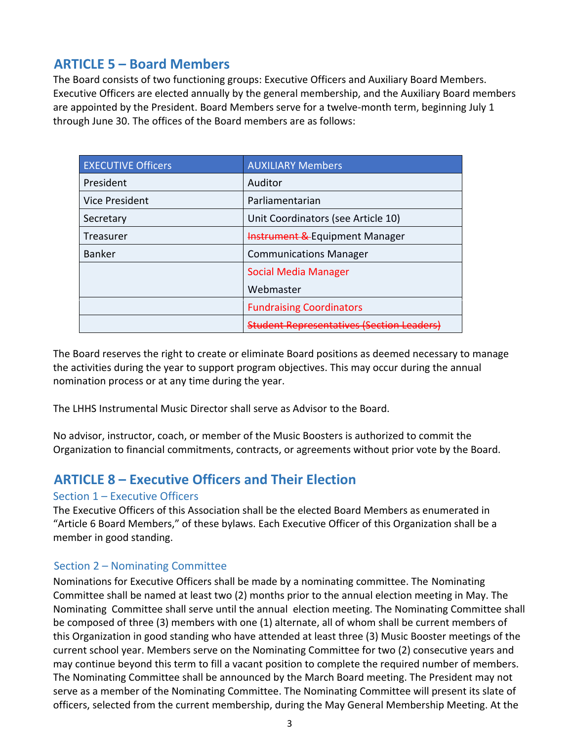## ARTICLE 5 – Board Members

The Board consists of two functioning groups: Executive Officers and Auxiliary Board Members. Executive Officers are elected annually by the general membership, and the Auxiliary Board members are appointed by the President. Board Members serve for a twelve-month term, beginning July 1 through June 30. The offices of the Board members are as follows:

| EXECUTIVE Officers | AUXILIARY Members |
|---|---|
| President | Auditor |
| Vice President | Parliamentarian |
| Secretary | Unit Coordinators (see Article 10) |
| Treasurer | ~~Instrument &~~ Equipment Manager |
| Banker | Communications Manager |
| | Social Media Manager<br>Webmaster |
| | Fundraising Coordinators |
| | ~~Student Representatives (Section Leaders)~~ |

The Board reserves the right to create or eliminate Board positions as deemed necessary to manage the activities during the year to support program objectives. This may occur during the annual nomination process or at any time during the year.

The LHHS Instrumental Music Director shall serve as Advisor to the Board.

No advisor, instructor, coach, or member of the Music Boosters is authorized to commit the Organization to financial commitments, contracts, or agreements without prior vote by the Board.

## ARTICLE 8 – Executive Officers and Their Election

### Section 1 – Executive Officers

The Executive Officers of this Association shall be the elected Board Members as enumerated in "Article 6 Board Members," of these bylaws. Each Executive Officer of this Organization shall be a member in good standing.

### Section 2 – Nominating Committee

Nominations for Executive Officers shall be made by a nominating committee. The Nominating Committee shall be named at least two (2) months prior to the annual election meeting in May. The Nominating Committee shall serve until the annual election meeting. The Nominating Committee shall be composed of three (3) members with one (1) alternate, all of whom shall be current members of this Organization in good standing who have attended at least three (3) Music Booster meetings of the current school year. Members serve on the Nominating Committee for two (2) consecutive years and may continue beyond this term to fill a vacant position to complete the required number of members. The Nominating Committee shall be announced by the March Board meeting. The President may not serve as a member of the Nominating Committee. The Nominating Committee will present its slate of officers, selected from the current membership, during the May General Membership Meeting. At the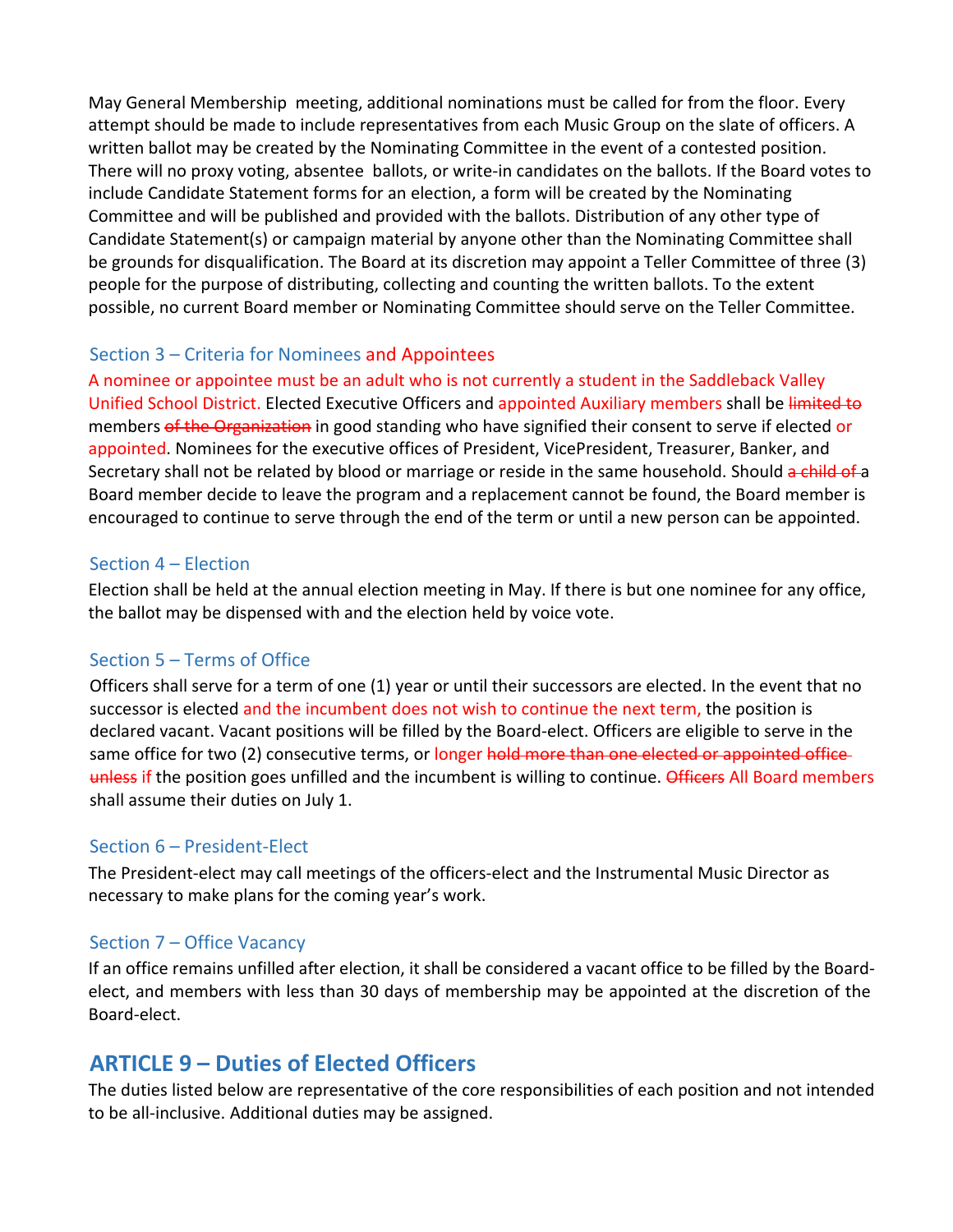May General Membership meeting, additional nominations must be called for from the floor. Every attempt should be made to include representatives from each Music Group on the slate of officers. A written ballot may be created by the Nominating Committee in the event of a contested position. There will no proxy voting, absentee ballots, or write-in candidates on the ballots. If the Board votes to include Candidate Statement forms for an election, a form will be created by the Nominating Committee and will be published and provided with the ballots. Distribution of any other type of Candidate Statement(s) or campaign material by anyone other than the Nominating Committee shall be grounds for disqualification. The Board at its discretion may appoint a Teller Committee of three (3) people for the purpose of distributing, collecting and counting the written ballots. To the extent possible, no current Board member or Nominating Committee should serve on the Teller Committee.

### Section 3 – Criteria for Nominees and Appointees

A nominee or appointee must be an adult who is not currently a student in the Saddleback Valley Unified School District. Elected Executive Officers and appointed Auxiliary members shall be ~~limited to~~ members ~~of the Organization~~ in good standing who have signified their consent to serve if elected or appointed. Nominees for the executive offices of President, VicePresident, Treasurer, Banker, and Secretary shall not be related by blood or marriage or reside in the same household. Should ~~a child of~~ a Board member decide to leave the program and a replacement cannot be found, the Board member is encouraged to continue to serve through the end of the term or until a new person can be appointed.

### Section 4 – Election

Election shall be held at the annual election meeting in May. If there is but one nominee for any office, the ballot may be dispensed with and the election held by voice vote.

### Section 5 – Terms of Office

Officers shall serve for a term of one (1) year or until their successors are elected. In the event that no successor is elected and the incumbent does not wish to continue the next term, the position is declared vacant. Vacant positions will be filled by the Board-elect. Officers are eligible to serve in the same office for two (2) consecutive terms, or longer ~~hold more than one elected or appointed office unless~~ if the position goes unfilled and the incumbent is willing to continue. ~~Officers~~ All Board members shall assume their duties on July 1.

### Section 6 – President-Elect

The President-elect may call meetings of the officers-elect and the Instrumental Music Director as necessary to make plans for the coming year's work.

### Section 7 – Office Vacancy

If an office remains unfilled after election, it shall be considered a vacant office to be filled by the Board-elect, and members with less than 30 days of membership may be appointed at the discretion of the Board-elect.

## ARTICLE 9 – Duties of Elected Officers

The duties listed below are representative of the core responsibilities of each position and not intended to be all-inclusive. Additional duties may be assigned.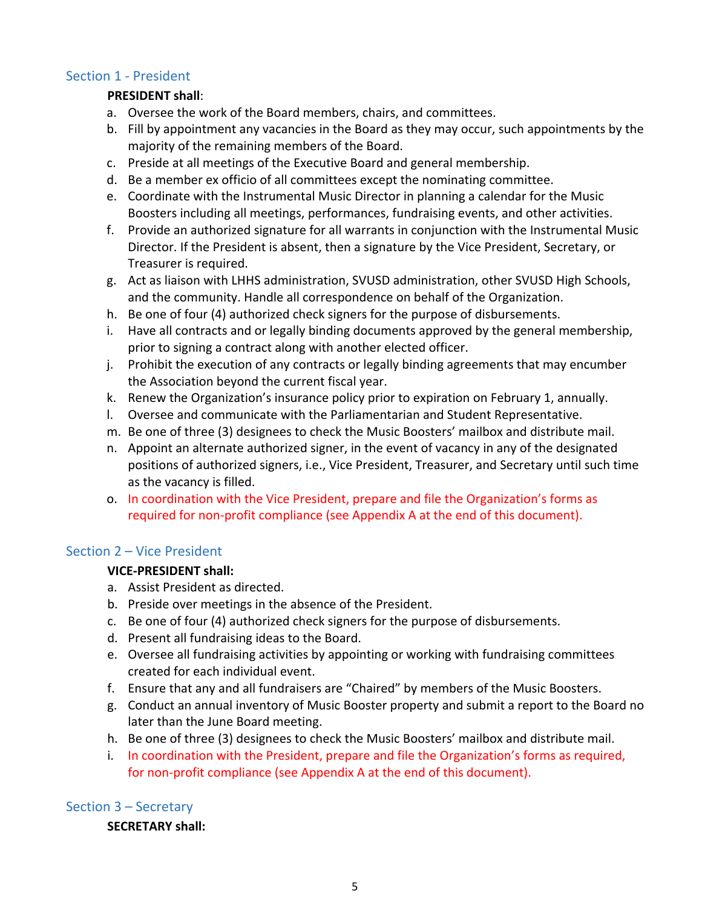## Section 1 - President

**PRESIDENT shall**:

a. Oversee the work of the Board members, chairs, and committees.
b. Fill by appointment any vacancies in the Board as they may occur, such appointments by the majority of the remaining members of the Board.
c. Preside at all meetings of the Executive Board and general membership.
d. Be a member ex officio of all committees except the nominating committee.
e. Coordinate with the Instrumental Music Director in planning a calendar for the Music Boosters including all meetings, performances, fundraising events, and other activities.
f. Provide an authorized signature for all warrants in conjunction with the Instrumental Music Director. If the President is absent, then a signature by the Vice President, Secretary, or Treasurer is required.
g. Act as liaison with LHHS administration, SVUSD administration, other SVUSD High Schools, and the community. Handle all correspondence on behalf of the Organization.
h. Be one of four (4) authorized check signers for the purpose of disbursements.
i. Have all contracts and or legally binding documents approved by the general membership, prior to signing a contract along with another elected officer.
j. Prohibit the execution of any contracts or legally binding agreements that may encumber the Association beyond the current fiscal year.
k. Renew the Organization's insurance policy prior to expiration on February 1, annually.
l. Oversee and communicate with the Parliamentarian and Student Representative.
m. Be one of three (3) designees to check the Music Boosters' mailbox and distribute mail.
n. Appoint an alternate authorized signer, in the event of vacancy in any of the designated positions of authorized signers, i.e., Vice President, Treasurer, and Secretary until such time as the vacancy is filled.
o. In coordination with the Vice President, prepare and file the Organization's forms as required for non-profit compliance (see Appendix A at the end of this document).

## Section 2 – Vice President

**VICE-PRESIDENT shall:**

a. Assist President as directed.
b. Preside over meetings in the absence of the President.
c. Be one of four (4) authorized check signers for the purpose of disbursements.
d. Present all fundraising ideas to the Board.
e. Oversee all fundraising activities by appointing or working with fundraising committees created for each individual event.
f. Ensure that any and all fundraisers are "Chaired" by members of the Music Boosters.
g. Conduct an annual inventory of Music Booster property and submit a report to the Board no later than the June Board meeting.
h. Be one of three (3) designees to check the Music Boosters' mailbox and distribute mail.
i. In coordination with the President, prepare and file the Organization's forms as required, for non-profit compliance (see Appendix A at the end of this document).

## Section 3 – Secretary

**SECRETARY shall:**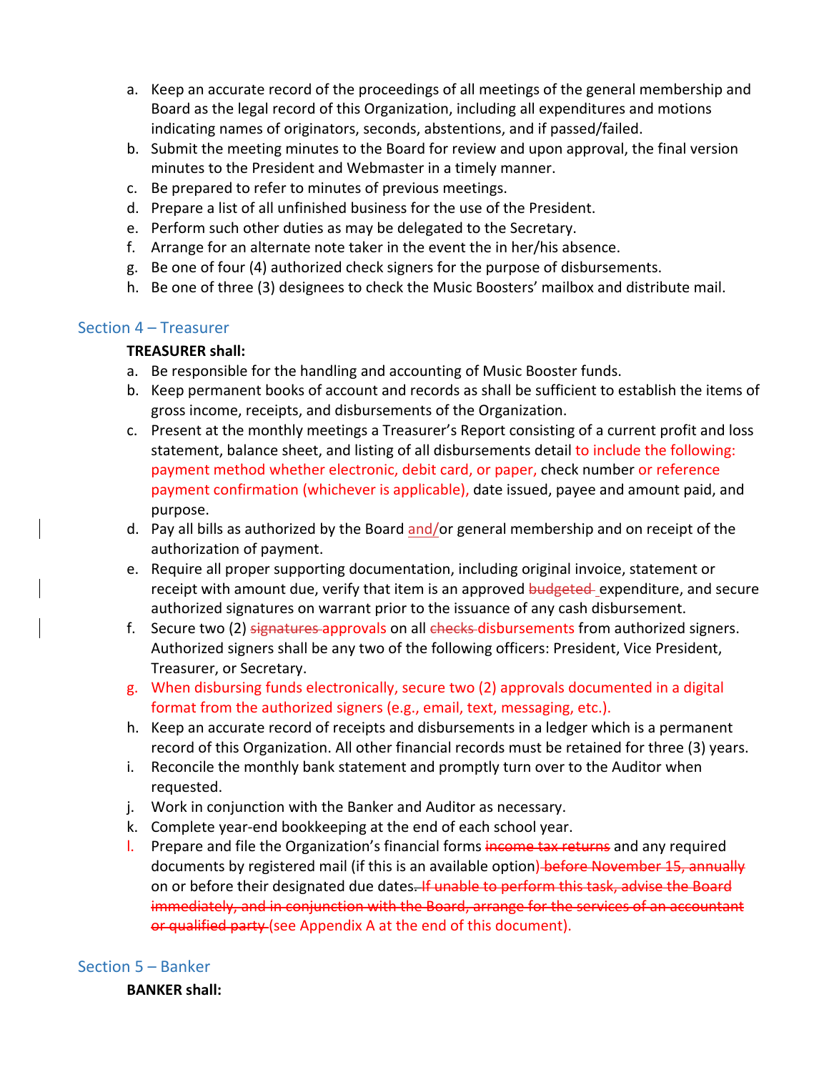a. Keep an accurate record of the proceedings of all meetings of the general membership and Board as the legal record of this Organization, including all expenditures and motions indicating names of originators, seconds, abstentions, and if passed/failed.
b. Submit the meeting minutes to the Board for review and upon approval, the final version minutes to the President and Webmaster in a timely manner.
c. Be prepared to refer to minutes of previous meetings.
d. Prepare a list of all unfinished business for the use of the President.
e. Perform such other duties as may be delegated to the Secretary.
f. Arrange for an alternate note taker in the event the in her/his absence.
g. Be one of four (4) authorized check signers for the purpose of disbursements.
h. Be one of three (3) designees to check the Music Boosters' mailbox and distribute mail.

## Section 4 – Treasurer

**TREASURER shall:**

a. Be responsible for the handling and accounting of Music Booster funds.
b. Keep permanent books of account and records as shall be sufficient to establish the items of gross income, receipts, and disbursements of the Organization.
c. Present at the monthly meetings a Treasurer's Report consisting of a current profit and loss statement, balance sheet, and listing of all disbursements detail to include the following: payment method whether electronic, debit card, or paper, check number or reference payment confirmation (whichever is applicable), date issued, payee and amount paid, and purpose.
d. Pay all bills as authorized by the Board and/or general membership and on receipt of the authorization of payment.
e. Require all proper supporting documentation, including original invoice, statement or receipt with amount due, verify that item is an approved ~~budgeted~~ expenditure, and secure authorized signatures on warrant prior to the issuance of any cash disbursement.
f. Secure two (2) ~~signatures~~ approvals on all ~~checks~~ disbursements from authorized signers. Authorized signers shall be any two of the following officers: President, Vice President, Treasurer, or Secretary.
g. When disbursing funds electronically, secure two (2) approvals documented in a digital format from the authorized signers (e.g., email, text, messaging, etc.).
h. Keep an accurate record of receipts and disbursements in a ledger which is a permanent record of this Organization. All other financial records must be retained for three (3) years.
i. Reconcile the monthly bank statement and promptly turn over to the Auditor when requested.
j. Work in conjunction with the Banker and Auditor as necessary.
k. Complete year-end bookkeeping at the end of each school year.
l. Prepare and file the Organization's financial forms ~~income tax returns~~ and any required documents by registered mail (if this is an available option) ~~before November 15, annually~~ on or before their designated due dates. ~~If unable to perform this task, advise the Board immediately, and in conjunction with the Board, arrange for the services of an accountant or qualified party~~ (see Appendix A at the end of this document).

## Section 5 – Banker

**BANKER shall:**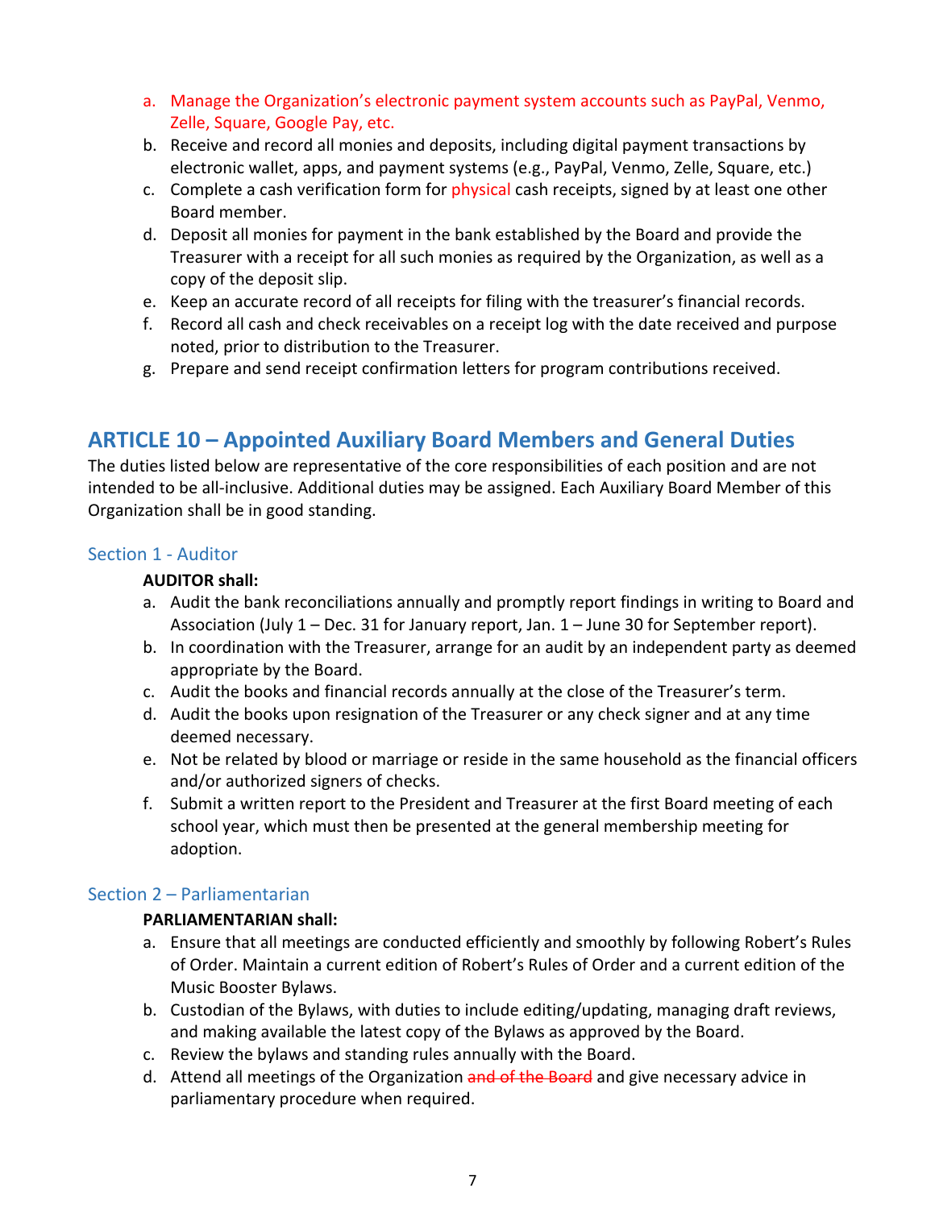a. Manage the Organization's electronic payment system accounts such as PayPal, Venmo, Zelle, Square, Google Pay, etc.
b. Receive and record all monies and deposits, including digital payment transactions by electronic wallet, apps, and payment systems (e.g., PayPal, Venmo, Zelle, Square, etc.)
c. Complete a cash verification form for physical cash receipts, signed by at least one other Board member.
d. Deposit all monies for payment in the bank established by the Board and provide the Treasurer with a receipt for all such monies as required by the Organization, as well as a copy of the deposit slip.
e. Keep an accurate record of all receipts for filing with the treasurer's financial records.
f. Record all cash and check receivables on a receipt log with the date received and purpose noted, prior to distribution to the Treasurer.
g. Prepare and send receipt confirmation letters for program contributions received.

## ARTICLE 10 – Appointed Auxiliary Board Members and General Duties

The duties listed below are representative of the core responsibilities of each position and are not intended to be all-inclusive. Additional duties may be assigned. Each Auxiliary Board Member of this Organization shall be in good standing.

### Section 1 - Auditor

**AUDITOR shall:**

a. Audit the bank reconciliations annually and promptly report findings in writing to Board and Association (July 1 – Dec. 31 for January report, Jan. 1 – June 30 for September report).
b. In coordination with the Treasurer, arrange for an audit by an independent party as deemed appropriate by the Board.
c. Audit the books and financial records annually at the close of the Treasurer's term.
d. Audit the books upon resignation of the Treasurer or any check signer and at any time deemed necessary.
e. Not be related by blood or marriage or reside in the same household as the financial officers and/or authorized signers of checks.
f. Submit a written report to the President and Treasurer at the first Board meeting of each school year, which must then be presented at the general membership meeting for adoption.

### Section 2 – Parliamentarian

**PARLIAMENTARIAN shall:**

a. Ensure that all meetings are conducted efficiently and smoothly by following Robert's Rules of Order. Maintain a current edition of Robert's Rules of Order and a current edition of the Music Booster Bylaws.
b. Custodian of the Bylaws, with duties to include editing/updating, managing draft reviews, and making available the latest copy of the Bylaws as approved by the Board.
c. Review the bylaws and standing rules annually with the Board.
d. Attend all meetings of the Organization ~~and of the Board~~ and give necessary advice in parliamentary procedure when required.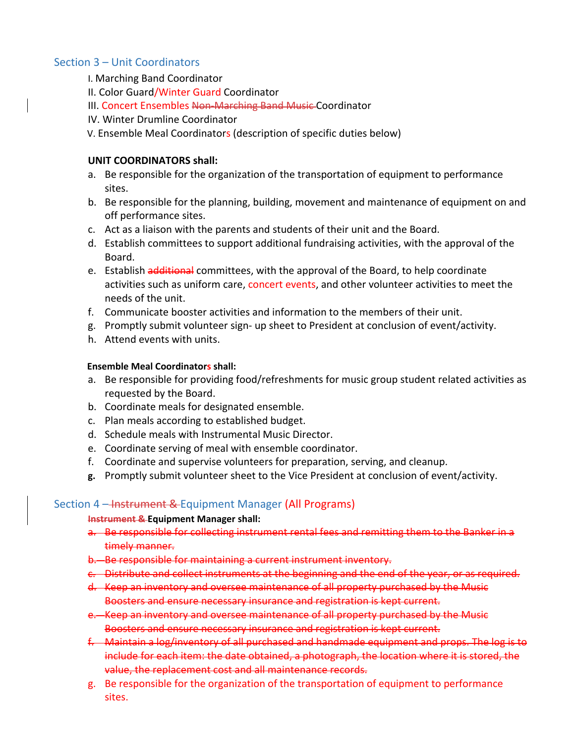## Section 3 – Unit Coordinators

I. Marching Band Coordinator
II. Color Guard/Winter Guard Coordinator
III. Concert Ensembles ~~Non-Marching Band Music~~ Coordinator
IV. Winter Drumline Coordinator
V. Ensemble Meal Coordinators (description of specific duties below)

**UNIT COORDINATORS shall:**

a. Be responsible for the organization of the transportation of equipment to performance sites.
b. Be responsible for the planning, building, movement and maintenance of equipment on and off performance sites.
c. Act as a liaison with the parents and students of their unit and the Board.
d. Establish committees to support additional fundraising activities, with the approval of the Board.
e. Establish ~~additional~~ committees, with the approval of the Board, to help coordinate activities such as uniform care, concert events, and other volunteer activities to meet the needs of the unit.
f. Communicate booster activities and information to the members of their unit.
g. Promptly submit volunteer sign- up sheet to President at conclusion of event/activity.
h. Attend events with units.

**Ensemble Meal Coordinators shall:**

a. Be responsible for providing food/refreshments for music group student related activities as requested by the Board.
b. Coordinate meals for designated ensemble.
c. Plan meals according to established budget.
d. Schedule meals with Instrumental Music Director.
e. Coordinate serving of meal with ensemble coordinator.
f. Coordinate and supervise volunteers for preparation, serving, and cleanup.
g. Promptly submit volunteer sheet to the Vice President at conclusion of event/activity.

## Section 4 – ~~Instrument &~~ Equipment Manager (All Programs)

**~~Instrument &~~ Equipment Manager shall:**

a. ~~Be responsible for collecting instrument rental fees and remitting them to the Banker in a timely manner.~~
b. ~~Be responsible for maintaining a current instrument inventory.~~
c. ~~Distribute and collect instruments at the beginning and the end of the year, or as required.~~
d. ~~Keep an inventory and oversee maintenance of all property purchased by the Music Boosters and ensure necessary insurance and registration is kept current.~~
e. ~~Keep an inventory and oversee maintenance of all property purchased by the Music Boosters and ensure necessary insurance and registration is kept current.~~
f. ~~Maintain a log/inventory of all purchased and handmade equipment and props. The log is to include for each item: the date obtained, a photograph, the location where it is stored, the value, the replacement cost and all maintenance records.~~
g. Be responsible for the organization of the transportation of equipment to performance sites.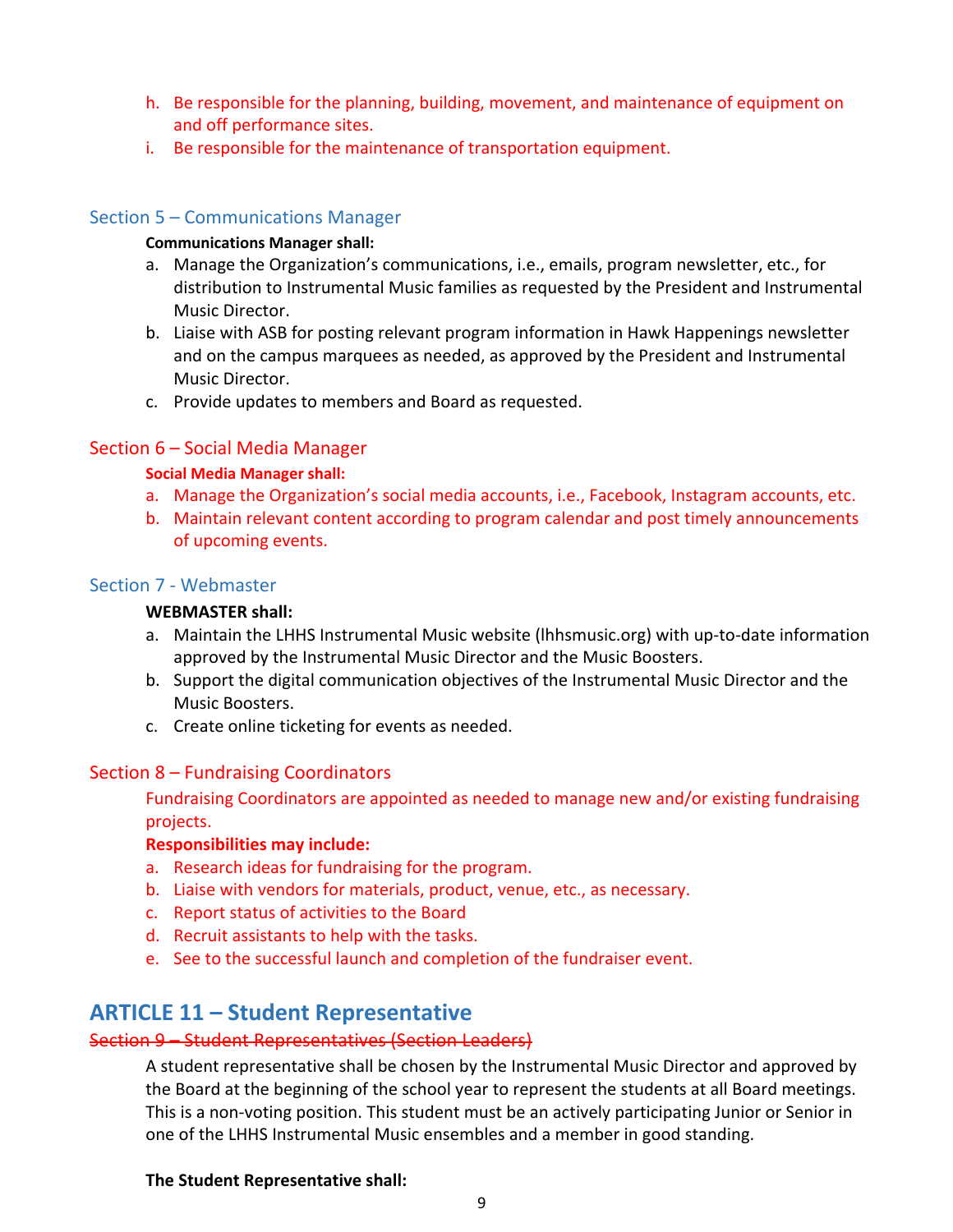h. Be responsible for the planning, building, movement, and maintenance of equipment on and off performance sites.
i. Be responsible for the maintenance of transportation equipment.

### Section 5 – Communications Manager

**Communications Manager shall:**

a. Manage the Organization's communications, i.e., emails, program newsletter, etc., for distribution to Instrumental Music families as requested by the President and Instrumental Music Director.
b. Liaise with ASB for posting relevant program information in Hawk Happenings newsletter and on the campus marquees as needed, as approved by the President and Instrumental Music Director.
c. Provide updates to members and Board as requested.

### Section 6 – Social Media Manager

**Social Media Manager shall:**

a. Manage the Organization's social media accounts, i.e., Facebook, Instagram accounts, etc.
b. Maintain relevant content according to program calendar and post timely announcements of upcoming events.

### Section 7 - Webmaster

**WEBMASTER shall:**

a. Maintain the LHHS Instrumental Music website (lhhsmusic.org) with up-to-date information approved by the Instrumental Music Director and the Music Boosters.
b. Support the digital communication objectives of the Instrumental Music Director and the Music Boosters.
c. Create online ticketing for events as needed.

### Section 8 – Fundraising Coordinators

Fundraising Coordinators are appointed as needed to manage new and/or existing fundraising projects.

**Responsibilities may include:**

a. Research ideas for fundraising for the program.
b. Liaise with vendors for materials, product, venue, etc., as necessary.
c. Report status of activities to the Board
d. Recruit assistants to help with the tasks.
e. See to the successful launch and completion of the fundraiser event.

## ARTICLE 11 – Student Representative

~~Section 9 – Student Representatives (Section Leaders)~~

A student representative shall be chosen by the Instrumental Music Director and approved by the Board at the beginning of the school year to represent the students at all Board meetings. This is a non-voting position. This student must be an actively participating Junior or Senior in one of the LHHS Instrumental Music ensembles and a member in good standing.

**The Student Representative shall:**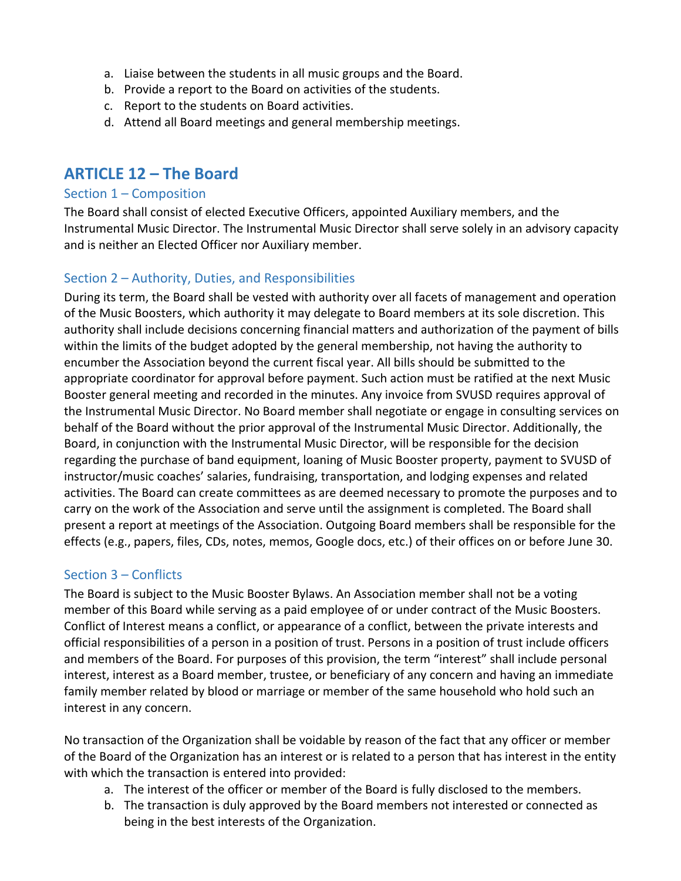a. Liaise between the students in all music groups and the Board.
b. Provide a report to the Board on activities of the students.
c. Report to the students on Board activities.
d. Attend all Board meetings and general membership meetings.

## ARTICLE 12 – The Board

### Section 1 – Composition

The Board shall consist of elected Executive Officers, appointed Auxiliary members, and the Instrumental Music Director. The Instrumental Music Director shall serve solely in an advisory capacity and is neither an Elected Officer nor Auxiliary member.

### Section 2 – Authority, Duties, and Responsibilities

During its term, the Board shall be vested with authority over all facets of management and operation of the Music Boosters, which authority it may delegate to Board members at its sole discretion. This authority shall include decisions concerning financial matters and authorization of the payment of bills within the limits of the budget adopted by the general membership, not having the authority to encumber the Association beyond the current fiscal year. All bills should be submitted to the appropriate coordinator for approval before payment. Such action must be ratified at the next Music Booster general meeting and recorded in the minutes. Any invoice from SVUSD requires approval of the Instrumental Music Director. No Board member shall negotiate or engage in consulting services on behalf of the Board without the prior approval of the Instrumental Music Director. Additionally, the Board, in conjunction with the Instrumental Music Director, will be responsible for the decision regarding the purchase of band equipment, loaning of Music Booster property, payment to SVUSD of instructor/music coaches' salaries, fundraising, transportation, and lodging expenses and related activities. The Board can create committees as are deemed necessary to promote the purposes and to carry on the work of the Association and serve until the assignment is completed. The Board shall present a report at meetings of the Association. Outgoing Board members shall be responsible for the effects (e.g., papers, files, CDs, notes, memos, Google docs, etc.) of their offices on or before June 30.

### Section 3 – Conflicts

The Board is subject to the Music Booster Bylaws. An Association member shall not be a voting member of this Board while serving as a paid employee of or under contract of the Music Boosters. Conflict of Interest means a conflict, or appearance of a conflict, between the private interests and official responsibilities of a person in a position of trust. Persons in a position of trust include officers and members of the Board. For purposes of this provision, the term "interest" shall include personal interest, interest as a Board member, trustee, or beneficiary of any concern and having an immediate family member related by blood or marriage or member of the same household who hold such an interest in any concern.

No transaction of the Organization shall be voidable by reason of the fact that any officer or member of the Board of the Organization has an interest or is related to a person that has interest in the entity with which the transaction is entered into provided:

a. The interest of the officer or member of the Board is fully disclosed to the members.
b. The transaction is duly approved by the Board members not interested or connected as being in the best interests of the Organization.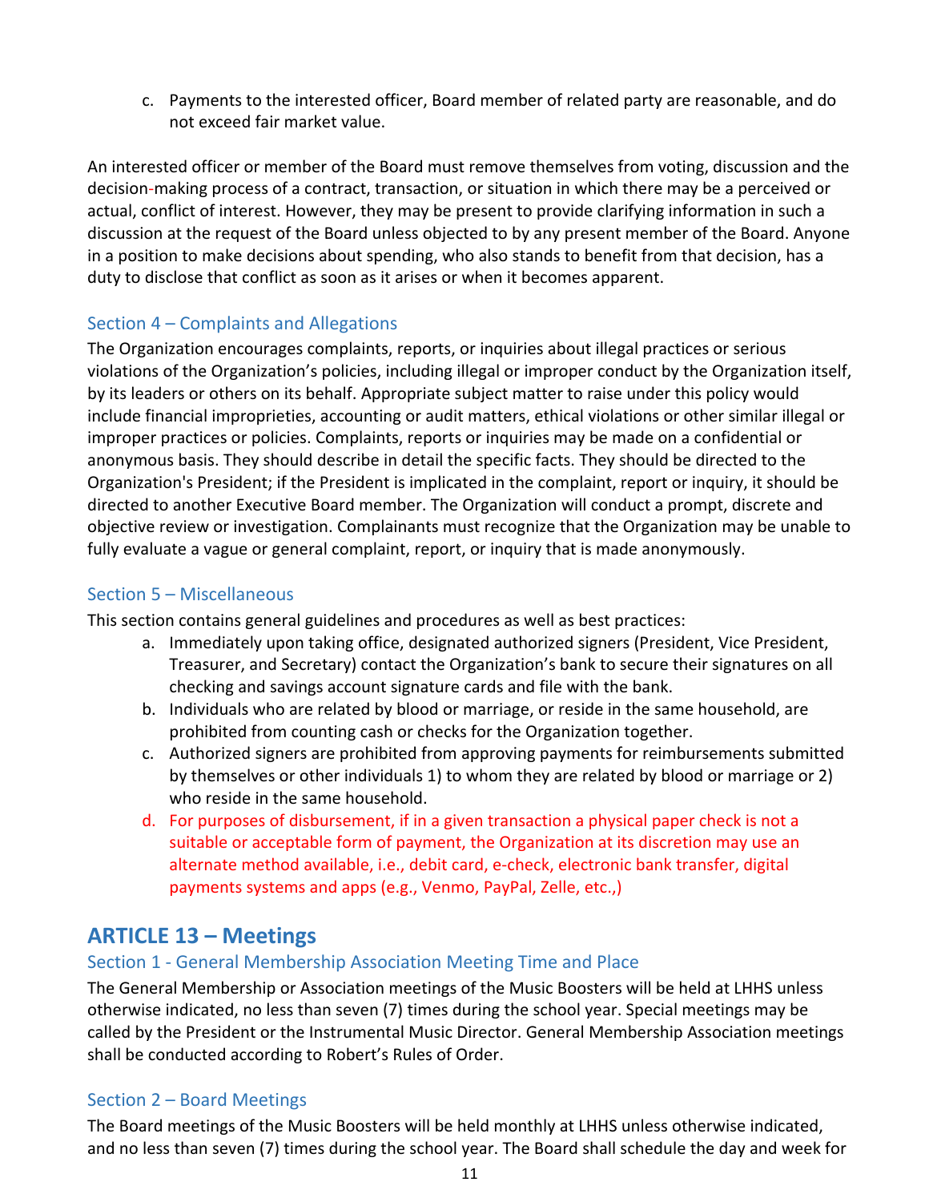c. Payments to the interested officer, Board member of related party are reasonable, and do not exceed fair market value.

An interested officer or member of the Board must remove themselves from voting, discussion and the decision-making process of a contract, transaction, or situation in which there may be a perceived or actual, conflict of interest. However, they may be present to provide clarifying information in such a discussion at the request of the Board unless objected to by any present member of the Board. Anyone in a position to make decisions about spending, who also stands to benefit from that decision, has a duty to disclose that conflict as soon as it arises or when it becomes apparent.

### Section 4 – Complaints and Allegations

The Organization encourages complaints, reports, or inquiries about illegal practices or serious violations of the Organization's policies, including illegal or improper conduct by the Organization itself, by its leaders or others on its behalf. Appropriate subject matter to raise under this policy would include financial improprieties, accounting or audit matters, ethical violations or other similar illegal or improper practices or policies. Complaints, reports or inquiries may be made on a confidential or anonymous basis. They should describe in detail the specific facts. They should be directed to the Organization's President; if the President is implicated in the complaint, report or inquiry, it should be directed to another Executive Board member. The Organization will conduct a prompt, discrete and objective review or investigation. Complainants must recognize that the Organization may be unable to fully evaluate a vague or general complaint, report, or inquiry that is made anonymously.

### Section 5 – Miscellaneous

This section contains general guidelines and procedures as well as best practices:

a. Immediately upon taking office, designated authorized signers (President, Vice President, Treasurer, and Secretary) contact the Organization's bank to secure their signatures on all checking and savings account signature cards and file with the bank.
b. Individuals who are related by blood or marriage, or reside in the same household, are prohibited from counting cash or checks for the Organization together.
c. Authorized signers are prohibited from approving payments for reimbursements submitted by themselves or other individuals 1) to whom they are related by blood or marriage or 2) who reside in the same household.
d. For purposes of disbursement, if in a given transaction a physical paper check is not a suitable or acceptable form of payment, the Organization at its discretion may use an alternate method available, i.e., debit card, e-check, electronic bank transfer, digital payments systems and apps (e.g., Venmo, PayPal, Zelle, etc.,)

## ARTICLE 13 – Meetings

### Section 1 - General Membership Association Meeting Time and Place

The General Membership or Association meetings of the Music Boosters will be held at LHHS unless otherwise indicated, no less than seven (7) times during the school year. Special meetings may be called by the President or the Instrumental Music Director. General Membership Association meetings shall be conducted according to Robert's Rules of Order.

### Section 2 – Board Meetings

The Board meetings of the Music Boosters will be held monthly at LHHS unless otherwise indicated, and no less than seven (7) times during the school year. The Board shall schedule the day and week for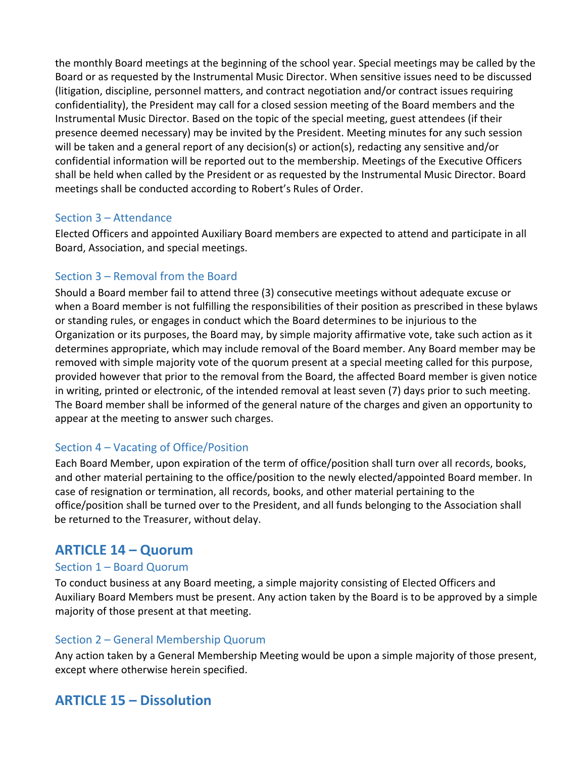the monthly Board meetings at the beginning of the school year. Special meetings may be called by the Board or as requested by the Instrumental Music Director. When sensitive issues need to be discussed (litigation, discipline, personnel matters, and contract negotiation and/or contract issues requiring confidentiality), the President may call for a closed session meeting of the Board members and the Instrumental Music Director. Based on the topic of the special meeting, guest attendees (if their presence deemed necessary) may be invited by the President. Meeting minutes for any such session will be taken and a general report of any decision(s) or action(s), redacting any sensitive and/or confidential information will be reported out to the membership. Meetings of the Executive Officers shall be held when called by the President or as requested by the Instrumental Music Director. Board meetings shall be conducted according to Robert's Rules of Order.

### Section 3 – Attendance

Elected Officers and appointed Auxiliary Board members are expected to attend and participate in all Board, Association, and special meetings.

### Section 3 – Removal from the Board

Should a Board member fail to attend three (3) consecutive meetings without adequate excuse or when a Board member is not fulfilling the responsibilities of their position as prescribed in these bylaws or standing rules, or engages in conduct which the Board determines to be injurious to the Organization or its purposes, the Board may, by simple majority affirmative vote, take such action as it determines appropriate, which may include removal of the Board member. Any Board member may be removed with simple majority vote of the quorum present at a special meeting called for this purpose, provided however that prior to the removal from the Board, the affected Board member is given notice in writing, printed or electronic, of the intended removal at least seven (7) days prior to such meeting. The Board member shall be informed of the general nature of the charges and given an opportunity to appear at the meeting to answer such charges.

### Section 4 – Vacating of Office/Position

Each Board Member, upon expiration of the term of office/position shall turn over all records, books, and other material pertaining to the office/position to the newly elected/appointed Board member. In case of resignation or termination, all records, books, and other material pertaining to the office/position shall be turned over to the President, and all funds belonging to the Association shall be returned to the Treasurer, without delay.

## ARTICLE 14 – Quorum

### Section 1 – Board Quorum

To conduct business at any Board meeting, a simple majority consisting of Elected Officers and Auxiliary Board Members must be present. Any action taken by the Board is to be approved by a simple majority of those present at that meeting.

### Section 2 – General Membership Quorum

Any action taken by a General Membership Meeting would be upon a simple majority of those present, except where otherwise herein specified.

## ARTICLE 15 – Dissolution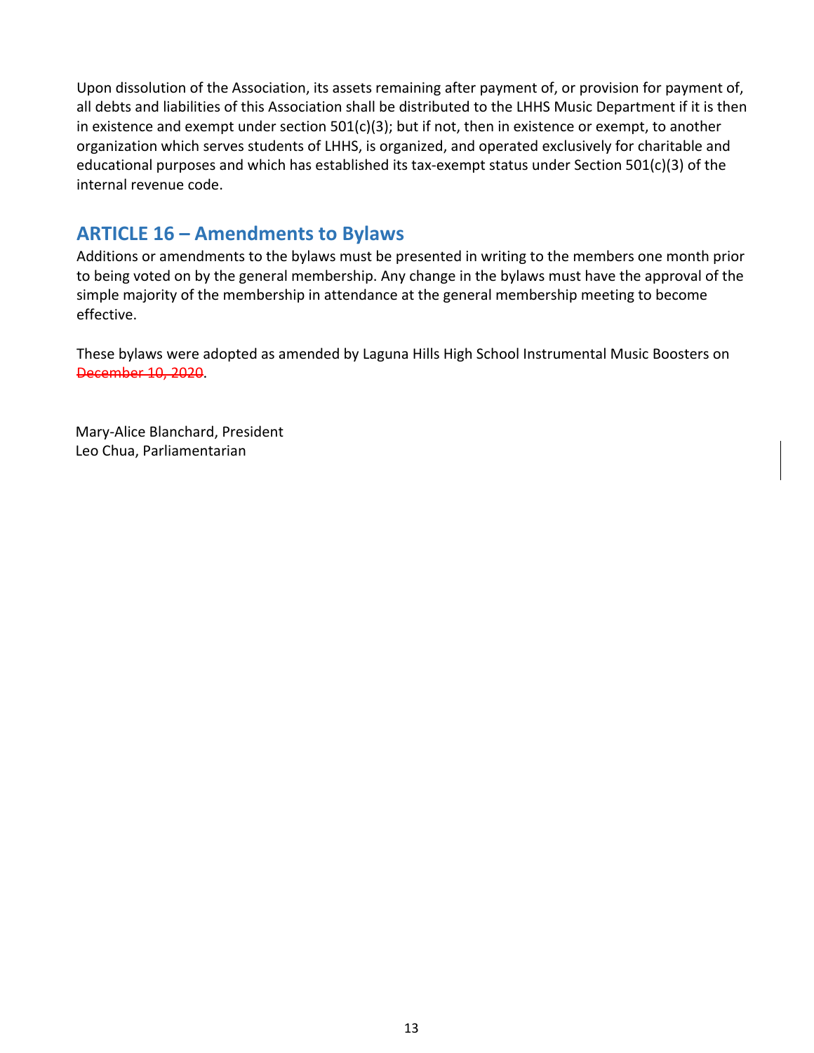Upon dissolution of the Association, its assets remaining after payment of, or provision for payment of, all debts and liabilities of this Association shall be distributed to the LHHS Music Department if it is then in existence and exempt under section 501(c)(3); but if not, then in existence or exempt, to another organization which serves students of LHHS, is organized, and operated exclusively for charitable and educational purposes and which has established its tax-exempt status under Section 501(c)(3) of the internal revenue code.

## ARTICLE 16 – Amendments to Bylaws

Additions or amendments to the bylaws must be presented in writing to the members one month prior to being voted on by the general membership. Any change in the bylaws must have the approval of the simple majority of the membership in attendance at the general membership meeting to become effective.

These bylaws were adopted as amended by Laguna Hills High School Instrumental Music Boosters on ~~December 10, 2020~~.

Mary-Alice Blanchard, President
Leo Chua, Parliamentarian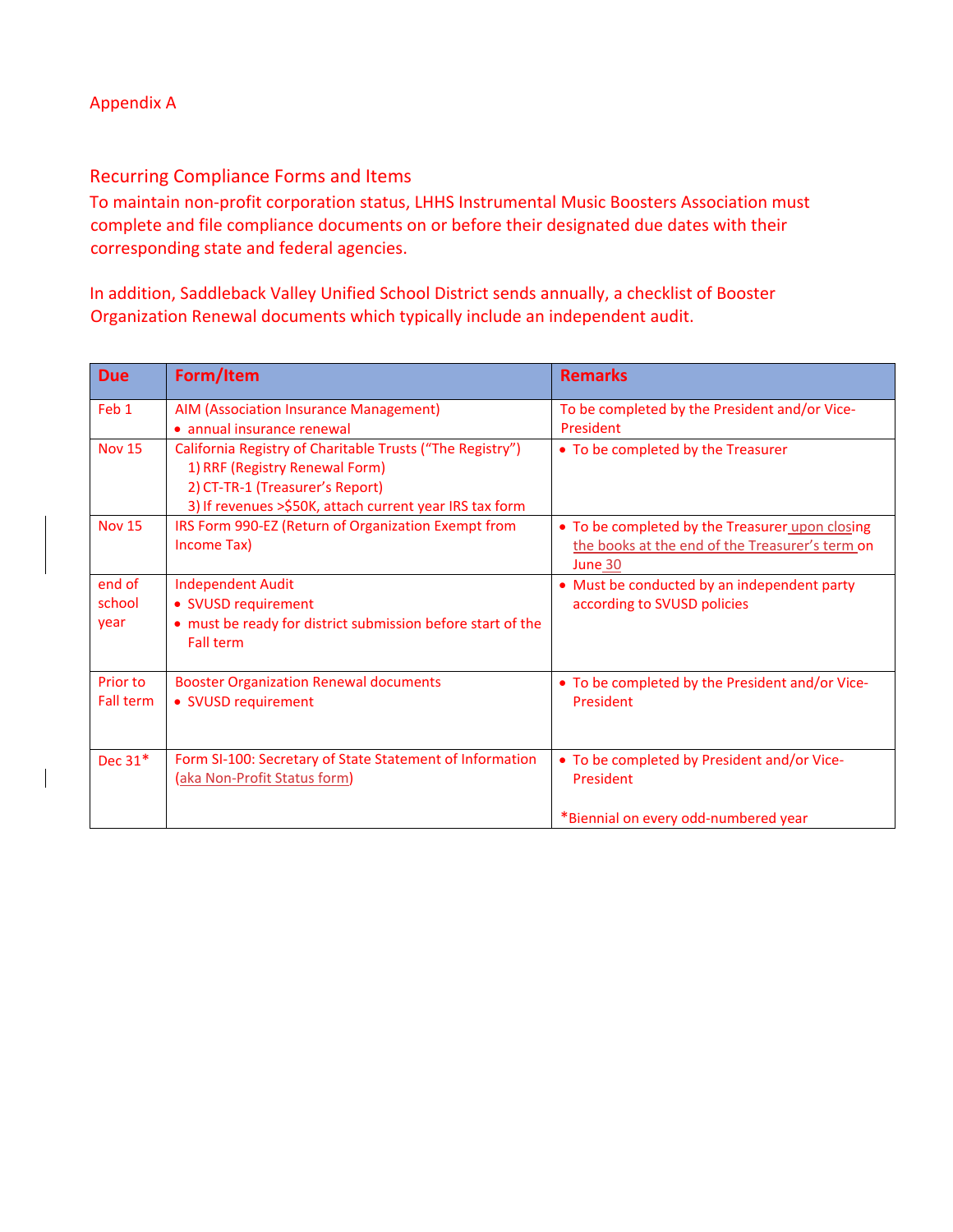Appendix A

## Recurring Compliance Forms and Items

To maintain non-profit corporation status, LHHS Instrumental Music Boosters Association must complete and file compliance documents on or before their designated due dates with their corresponding state and federal agencies.

In addition, Saddleback Valley Unified School District sends annually, a checklist of Booster Organization Renewal documents which typically include an independent audit.

| Due | Form/Item | Remarks |
|---|---|---|
| Feb 1 | AIM (Association Insurance Management)<br>• annual insurance renewal | To be completed by the President and/or Vice-President |
| Nov 15 | California Registry of Charitable Trusts ("The Registry")<br>1) RRF (Registry Renewal Form)<br>2) CT-TR-1 (Treasurer's Report)<br>3) If revenues >$50K, attach current year IRS tax form | • To be completed by the Treasurer |
| Nov 15 | IRS Form 990-EZ (Return of Organization Exempt from Income Tax) | • To be completed by the Treasurer upon closing the books at the end of the Treasurer's term on June 30 |
| end of school year | Independent Audit<br>• SVUSD requirement<br>• must be ready for district submission before start of the Fall term | • Must be conducted by an independent party according to SVUSD policies |
| Prior to Fall term | Booster Organization Renewal documents<br>• SVUSD requirement | • To be completed by the President and/or Vice-President |
| Dec 31* | Form SI-100: Secretary of State Statement of Information (aka Non-Profit Status form) | • To be completed by President and/or Vice-President<br><br>*Biennial on every odd-numbered year |